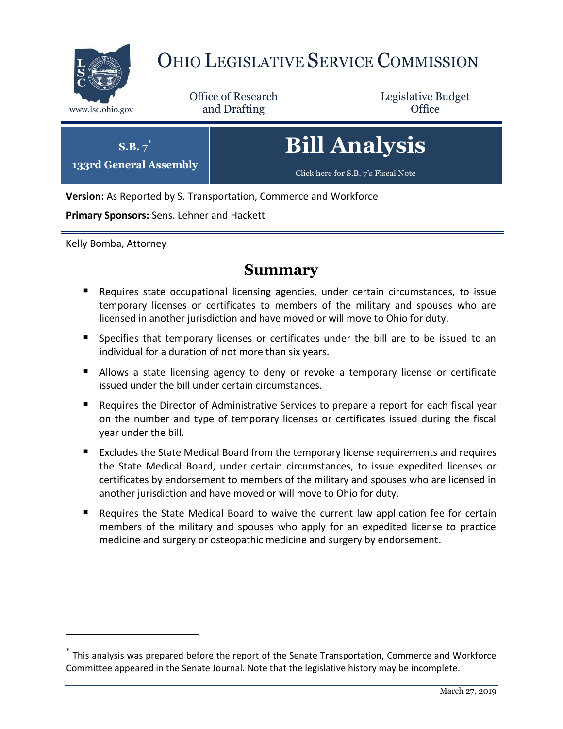# OHIO LEGISLATIVE SERVICE COMMISSION

www.lsc.ohio.gov

Office of Research and Drafting

Legislative Budget Office

**S.B. 7***
**133rd General Assembly**

# Bill Analysis

Click here for S.B. 7's Fiscal Note

**Version:** As Reported by S. Transportation, Commerce and Workforce

**Primary Sponsors:** Sens. Lehner and Hackett

Kelly Bomba, Attorney

## Summary

- Requires state occupational licensing agencies, under certain circumstances, to issue temporary licenses or certificates to members of the military and spouses who are licensed in another jurisdiction and have moved or will move to Ohio for duty.
- Specifies that temporary licenses or certificates under the bill are to be issued to an individual for a duration of not more than six years.
- Allows a state licensing agency to deny or revoke a temporary license or certificate issued under the bill under certain circumstances.
- Requires the Director of Administrative Services to prepare a report for each fiscal year on the number and type of temporary licenses or certificates issued during the fiscal year under the bill.
- Excludes the State Medical Board from the temporary license requirements and requires the State Medical Board, under certain circumstances, to issue expedited licenses or certificates by endorsement to members of the military and spouses who are licensed in another jurisdiction and have moved or will move to Ohio for duty.
- Requires the State Medical Board to waive the current law application fee for certain members of the military and spouses who apply for an expedited license to practice medicine and surgery or osteopathic medicine and surgery by endorsement.

---

* This analysis was prepared before the report of the Senate Transportation, Commerce and Workforce Committee appeared in the Senate Journal. Note that the legislative history may be incomplete.

March 27, 2019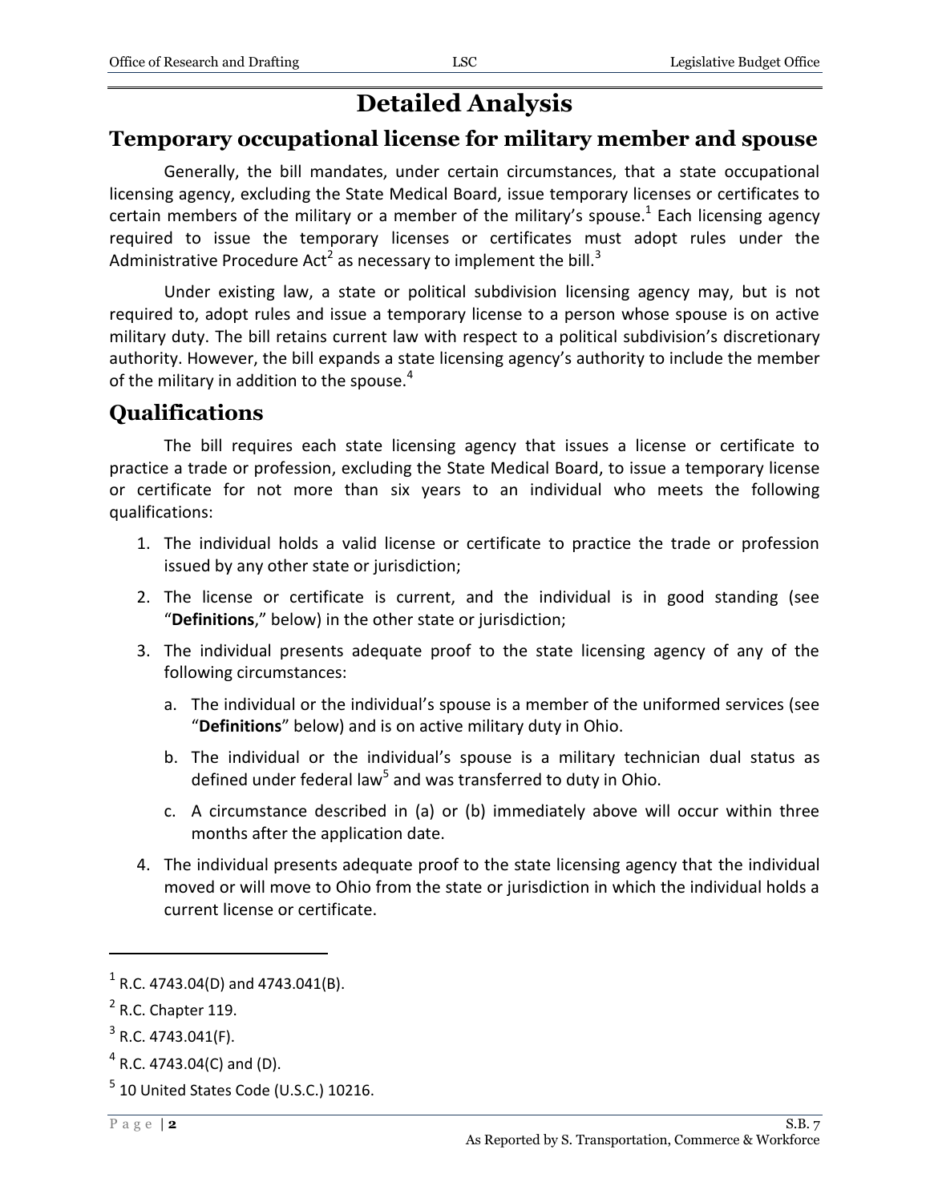# Detailed Analysis

## Temporary occupational license for military member and spouse

Generally, the bill mandates, under certain circumstances, that a state occupational licensing agency, excluding the State Medical Board, issue temporary licenses or certificates to certain members of the military or a member of the military's spouse.[1] Each licensing agency required to issue the temporary licenses or certificates must adopt rules under the Administrative Procedure Act[2] as necessary to implement the bill.[3]

Under existing law, a state or political subdivision licensing agency may, but is not required to, adopt rules and issue a temporary license to a person whose spouse is on active military duty. The bill retains current law with respect to a political subdivision's discretionary authority. However, the bill expands a state licensing agency's authority to include the member of the military in addition to the spouse.[4]

## Qualifications

The bill requires each state licensing agency that issues a license or certificate to practice a trade or profession, excluding the State Medical Board, to issue a temporary license or certificate for not more than six years to an individual who meets the following qualifications:

1. The individual holds a valid license or certificate to practice the trade or profession issued by any other state or jurisdiction;
2. The license or certificate is current, and the individual is in good standing (see "**Definitions**," below) in the other state or jurisdiction;
3. The individual presents adequate proof to the state licensing agency of any of the following circumstances:
   a. The individual or the individual's spouse is a member of the uniformed services (see "**Definitions**" below) and is on active military duty in Ohio.
   b. The individual or the individual's spouse is a military technician dual status as defined under federal law[5] and was transferred to duty in Ohio.
   c. A circumstance described in (a) or (b) immediately above will occur within three months after the application date.
4. The individual presents adequate proof to the state licensing agency that the individual moved or will move to Ohio from the state or jurisdiction in which the individual holds a current license or certificate.

---

[1] R.C. 4743.04(D) and 4743.041(B).

[2] R.C. Chapter 119.

[3] R.C. 4743.041(F).

[4] R.C. 4743.04(C) and (D).

[5] 10 United States Code (U.S.C.) 10216.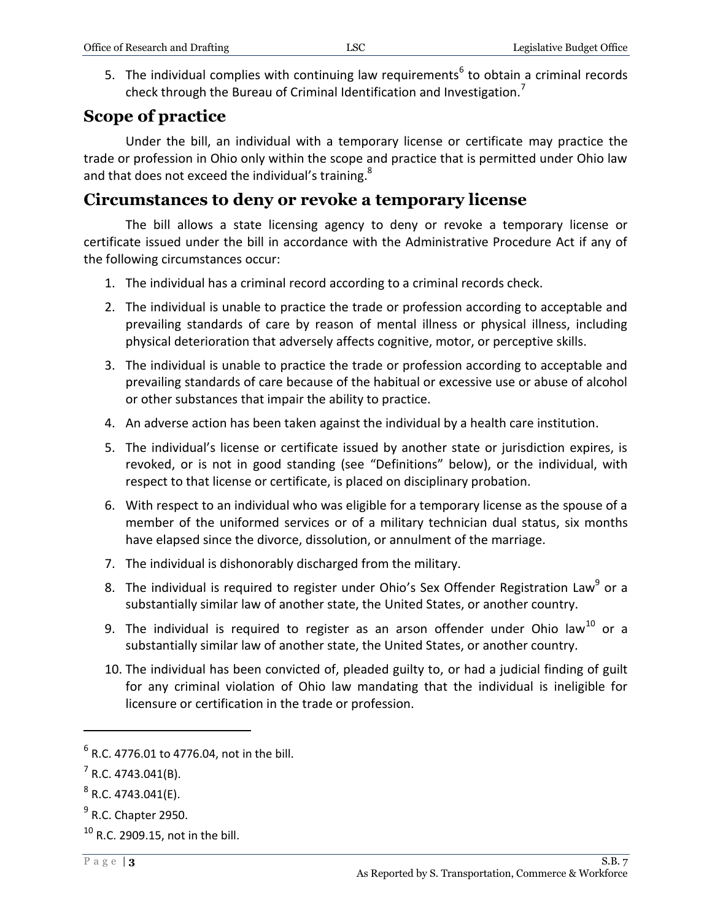5. The individual complies with continuing law requirements[6] to obtain a criminal records check through the Bureau of Criminal Identification and Investigation.[7]

## Scope of practice

Under the bill, an individual with a temporary license or certificate may practice the trade or profession in Ohio only within the scope and practice that is permitted under Ohio law and that does not exceed the individual's training.[8]

## Circumstances to deny or revoke a temporary license

The bill allows a state licensing agency to deny or revoke a temporary license or certificate issued under the bill in accordance with the Administrative Procedure Act if any of the following circumstances occur:

1. The individual has a criminal record according to a criminal records check.
2. The individual is unable to practice the trade or profession according to acceptable and prevailing standards of care by reason of mental illness or physical illness, including physical deterioration that adversely affects cognitive, motor, or perceptive skills.
3. The individual is unable to practice the trade or profession according to acceptable and prevailing standards of care because of the habitual or excessive use or abuse of alcohol or other substances that impair the ability to practice.
4. An adverse action has been taken against the individual by a health care institution.
5. The individual's license or certificate issued by another state or jurisdiction expires, is revoked, or is not in good standing (see "Definitions" below), or the individual, with respect to that license or certificate, is placed on disciplinary probation.
6. With respect to an individual who was eligible for a temporary license as the spouse of a member of the uniformed services or of a military technician dual status, six months have elapsed since the divorce, dissolution, or annulment of the marriage.
7. The individual is dishonorably discharged from the military.
8. The individual is required to register under Ohio's Sex Offender Registration Law[9] or a substantially similar law of another state, the United States, or another country.
9. The individual is required to register as an arson offender under Ohio law[10] or a substantially similar law of another state, the United States, or another country.
10. The individual has been convicted of, pleaded guilty to, or had a judicial finding of guilt for any criminal violation of Ohio law mandating that the individual is ineligible for licensure or certification in the trade or profession.

---

[6] R.C. 4776.01 to 4776.04, not in the bill.

[7] R.C. 4743.041(B).

[8] R.C. 4743.041(E).

[9] R.C. Chapter 2950.

[10] R.C. 2909.15, not in the bill.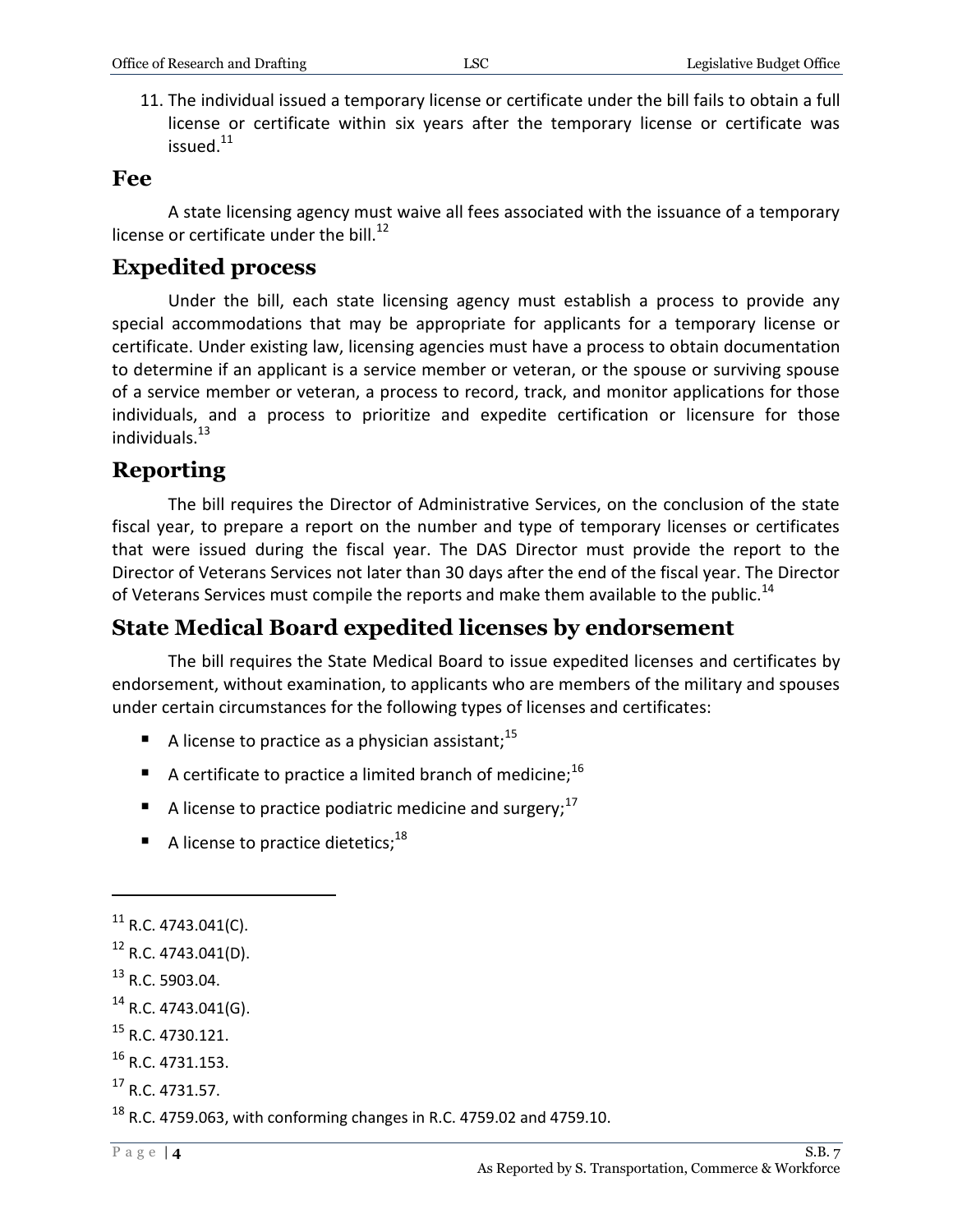11. The individual issued a temporary license or certificate under the bill fails to obtain a full license or certificate within six years after the temporary license or certificate was issued.[11]

## Fee

A state licensing agency must waive all fees associated with the issuance of a temporary license or certificate under the bill.[12]

## Expedited process

Under the bill, each state licensing agency must establish a process to provide any special accommodations that may be appropriate for applicants for a temporary license or certificate. Under existing law, licensing agencies must have a process to obtain documentation to determine if an applicant is a service member or veteran, or the spouse or surviving spouse of a service member or veteran, a process to record, track, and monitor applications for those individuals, and a process to prioritize and expedite certification or licensure for those individuals.[13]

## Reporting

The bill requires the Director of Administrative Services, on the conclusion of the state fiscal year, to prepare a report on the number and type of temporary licenses or certificates that were issued during the fiscal year. The DAS Director must provide the report to the Director of Veterans Services not later than 30 days after the end of the fiscal year. The Director of Veterans Services must compile the reports and make them available to the public.[14]

## State Medical Board expedited licenses by endorsement

The bill requires the State Medical Board to issue expedited licenses and certificates by endorsement, without examination, to applicants who are members of the military and spouses under certain circumstances for the following types of licenses and certificates:

- A license to practice as a physician assistant;[15]
- A certificate to practice a limited branch of medicine;[16]
- A license to practice podiatric medicine and surgery;[17]
- A license to practice dietetics;[18]

---

[11] R.C. 4743.041(C).

[12] R.C. 4743.041(D).

[13] R.C. 5903.04.

[14] R.C. 4743.041(G).

[15] R.C. 4730.121.

[16] R.C. 4731.153.

[17] R.C. 4731.57.

[18] R.C. 4759.063, with conforming changes in R.C. 4759.02 and 4759.10.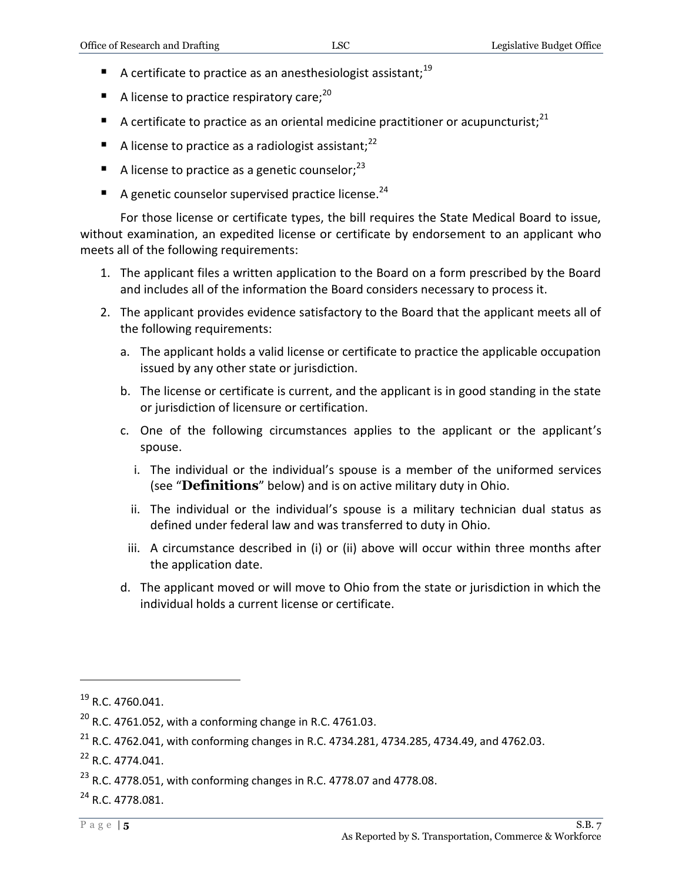- A certificate to practice as an anesthesiologist assistant;[19]
- A license to practice respiratory care;[20]
- A certificate to practice as an oriental medicine practitioner or acupuncturist;[21]
- A license to practice as a radiologist assistant;[22]
- A license to practice as a genetic counselor;[23]
- A genetic counselor supervised practice license.[24]

For those license or certificate types, the bill requires the State Medical Board to issue, without examination, an expedited license or certificate by endorsement to an applicant who meets all of the following requirements:

1. The applicant files a written application to the Board on a form prescribed by the Board and includes all of the information the Board considers necessary to process it.
2. The applicant provides evidence satisfactory to the Board that the applicant meets all of the following requirements:
   a. The applicant holds a valid license or certificate to practice the applicable occupation issued by any other state or jurisdiction.
   b. The license or certificate is current, and the applicant is in good standing in the state or jurisdiction of licensure or certification.
   c. One of the following circumstances applies to the applicant or the applicant's spouse.
      i. The individual or the individual's spouse is a member of the uniformed services (see "**Definitions**" below) and is on active military duty in Ohio.
      ii. The individual or the individual's spouse is a military technician dual status as defined under federal law and was transferred to duty in Ohio.
      iii. A circumstance described in (i) or (ii) above will occur within three months after the application date.
   d. The applicant moved or will move to Ohio from the state or jurisdiction in which the individual holds a current license or certificate.

---

[19] R.C. 4760.041.

[20] R.C. 4761.052, with a conforming change in R.C. 4761.03.

[21] R.C. 4762.041, with conforming changes in R.C. 4734.281, 4734.285, 4734.49, and 4762.03.

[22] R.C. 4774.041.

[23] R.C. 4778.051, with conforming changes in R.C. 4778.07 and 4778.08.

[24] R.C. 4778.081.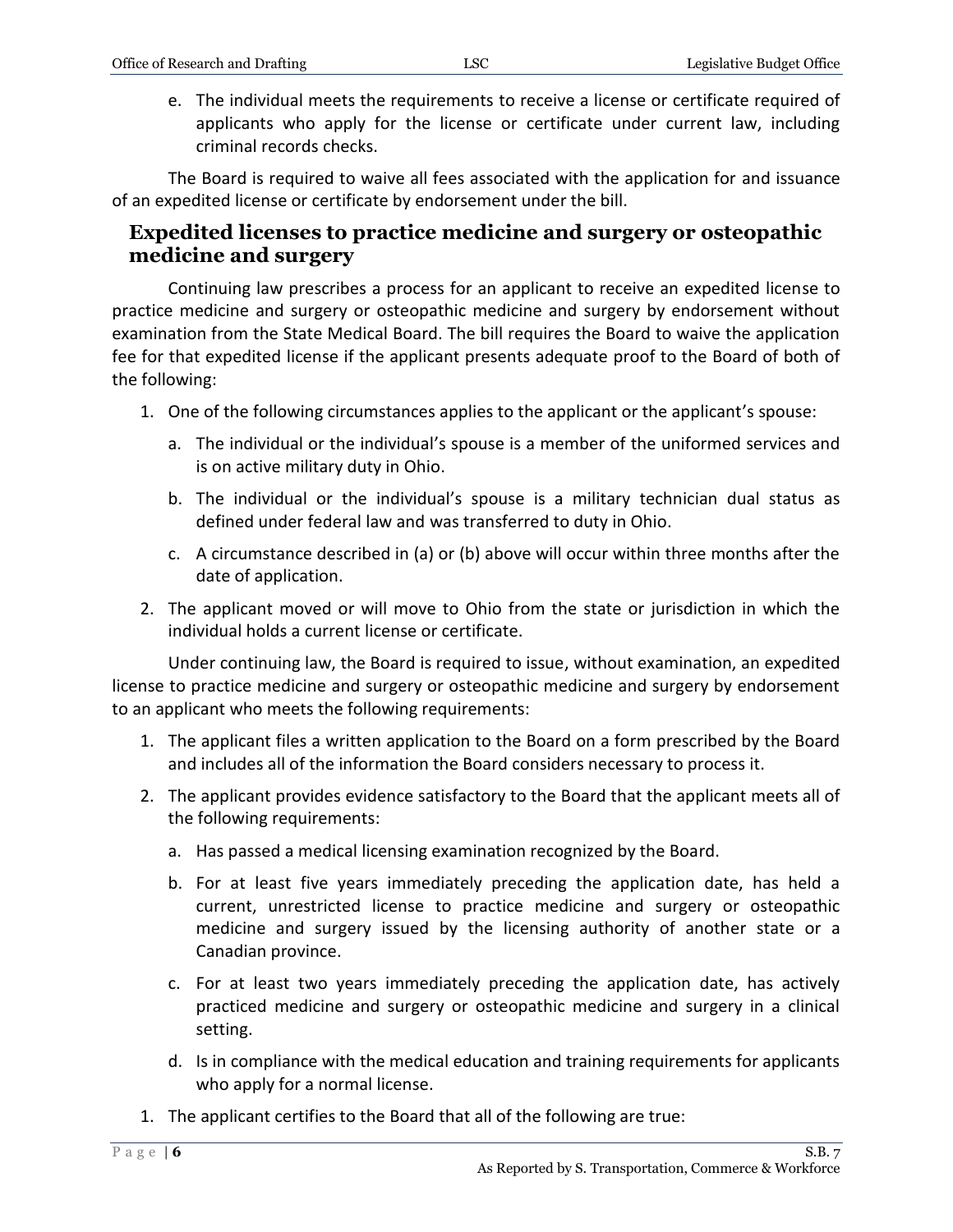e. The individual meets the requirements to receive a license or certificate required of applicants who apply for the license or certificate under current law, including criminal records checks.

The Board is required to waive all fees associated with the application for and issuance of an expedited license or certificate by endorsement under the bill.

## Expedited licenses to practice medicine and surgery or osteopathic medicine and surgery

Continuing law prescribes a process for an applicant to receive an expedited license to practice medicine and surgery or osteopathic medicine and surgery by endorsement without examination from the State Medical Board. The bill requires the Board to waive the application fee for that expedited license if the applicant presents adequate proof to the Board of both of the following:

1. One of the following circumstances applies to the applicant or the applicant's spouse:
   a. The individual or the individual's spouse is a member of the uniformed services and is on active military duty in Ohio.
   b. The individual or the individual's spouse is a military technician dual status as defined under federal law and was transferred to duty in Ohio.
   c. A circumstance described in (a) or (b) above will occur within three months after the date of application.
2. The applicant moved or will move to Ohio from the state or jurisdiction in which the individual holds a current license or certificate.

Under continuing law, the Board is required to issue, without examination, an expedited license to practice medicine and surgery or osteopathic medicine and surgery by endorsement to an applicant who meets the following requirements:

1. The applicant files a written application to the Board on a form prescribed by the Board and includes all of the information the Board considers necessary to process it.
2. The applicant provides evidence satisfactory to the Board that the applicant meets all of the following requirements:
   a. Has passed a medical licensing examination recognized by the Board.
   b. For at least five years immediately preceding the application date, has held a current, unrestricted license to practice medicine and surgery or osteopathic medicine and surgery issued by the licensing authority of another state or a Canadian province.
   c. For at least two years immediately preceding the application date, has actively practiced medicine and surgery or osteopathic medicine and surgery in a clinical setting.
   d. Is in compliance with the medical education and training requirements for applicants who apply for a normal license.

1. The applicant certifies to the Board that all of the following are true: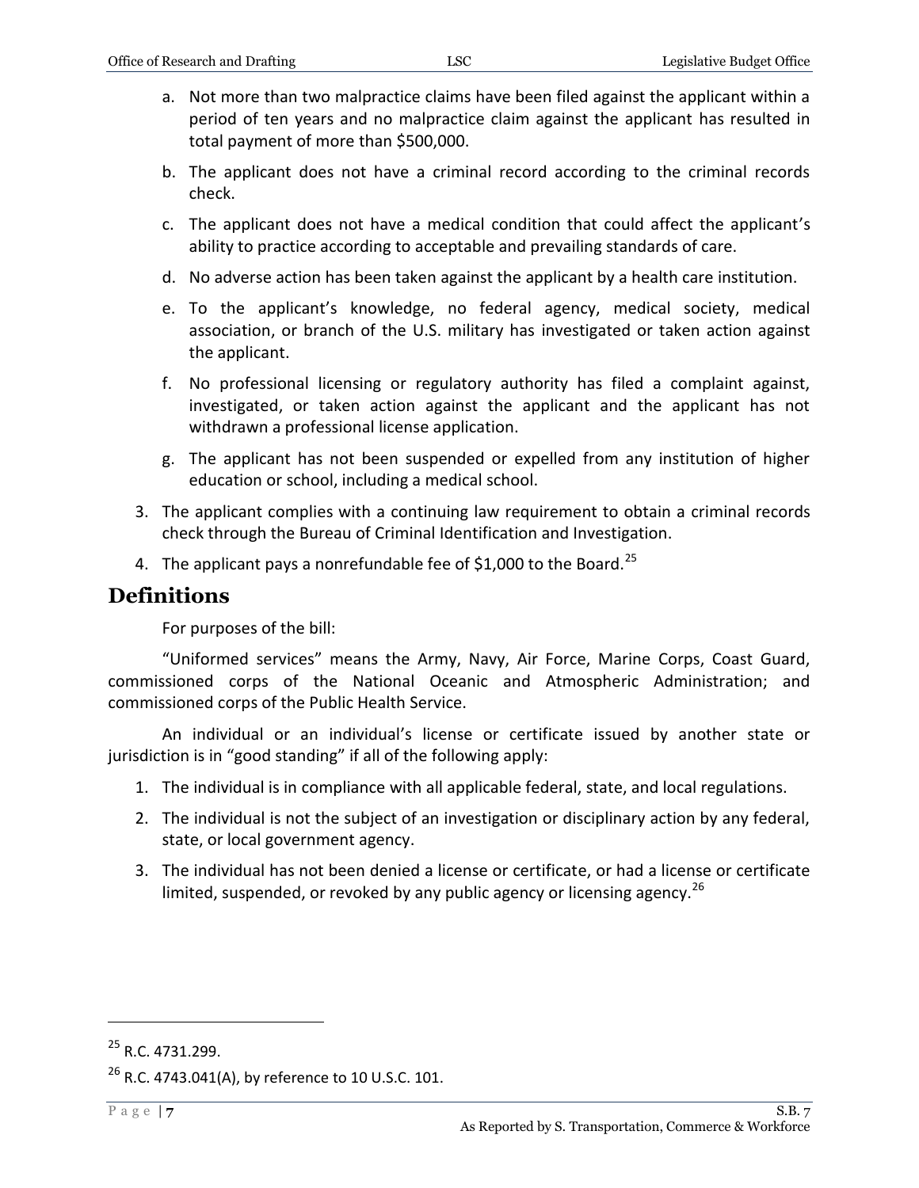a. Not more than two malpractice claims have been filed against the applicant within a period of ten years and no malpractice claim against the applicant has resulted in total payment of more than $500,000.

b. The applicant does not have a criminal record according to the criminal records check.

c. The applicant does not have a medical condition that could affect the applicant's ability to practice according to acceptable and prevailing standards of care.

d. No adverse action has been taken against the applicant by a health care institution.

e. To the applicant's knowledge, no federal agency, medical society, medical association, or branch of the U.S. military has investigated or taken action against the applicant.

f. No professional licensing or regulatory authority has filed a complaint against, investigated, or taken action against the applicant and the applicant has not withdrawn a professional license application.

g. The applicant has not been suspended or expelled from any institution of higher education or school, including a medical school.

3. The applicant complies with a continuing law requirement to obtain a criminal records check through the Bureau of Criminal Identification and Investigation.

4. The applicant pays a nonrefundable fee of $1,000 to the Board.[25]

## Definitions

For purposes of the bill:

"Uniformed services" means the Army, Navy, Air Force, Marine Corps, Coast Guard, commissioned corps of the National Oceanic and Atmospheric Administration; and commissioned corps of the Public Health Service.

An individual or an individual's license or certificate issued by another state or jurisdiction is in "good standing" if all of the following apply:

1. The individual is in compliance with all applicable federal, state, and local regulations.
2. The individual is not the subject of an investigation or disciplinary action by any federal, state, or local government agency.
3. The individual has not been denied a license or certificate, or had a license or certificate limited, suspended, or revoked by any public agency or licensing agency.[26]

---

[25] R.C. 4731.299.

[26] R.C. 4743.041(A), by reference to 10 U.S.C. 101.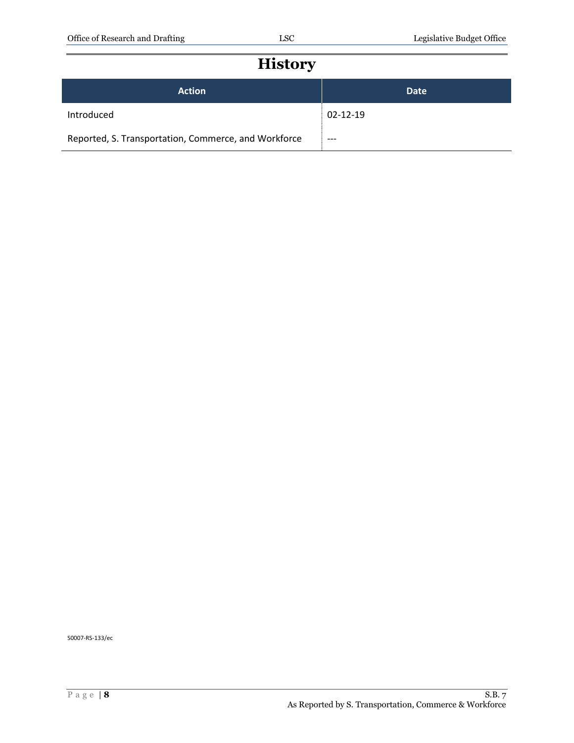# History

| Action | Date |
|---|---|
| Introduced | 02-12-19 |
| Reported, S. Transportation, Commerce, and Workforce | --- |

S0007-RS-133/ec